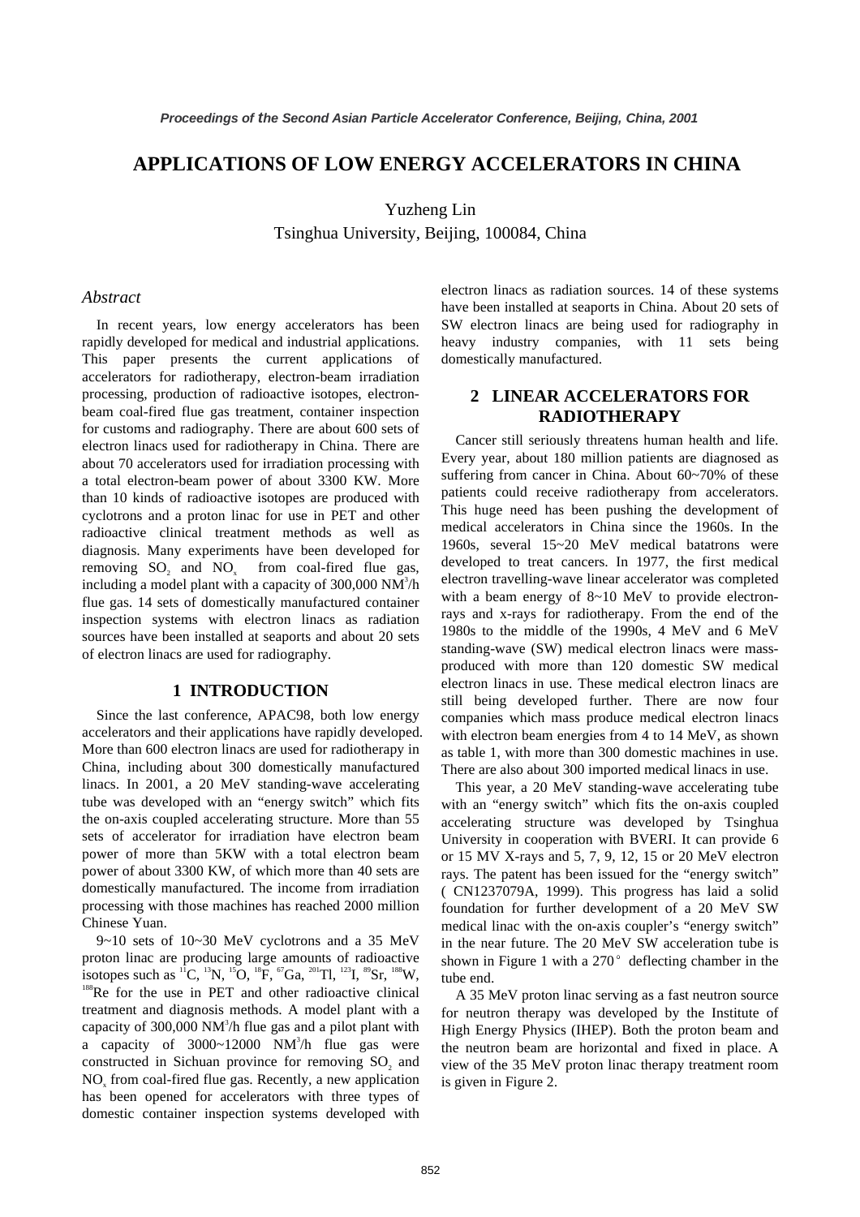# APPLICATIONS OF LOW ENERGY ACCELERATORS IN CHINA

Yuzheng Lin
Tsinghua University, Beijing, 100084, China

## *Abstract*

In recent years, low energy accelerators has been rapidly developed for medical and industrial applications. This paper presents the current applications of accelerators for radiotherapy, electron-beam irradiation processing, production of radioactive isotopes, electron-beam coal-fired flue gas treatment, container inspection for customs and radiography. There are about 600 sets of electron linacs used for radiotherapy in China. There are about 70 accelerators used for irradiation processing with a total electron-beam power of about 3300 KW. More than 10 kinds of radioactive isotopes are produced with cyclotrons and a proton linac for use in PET and other radioactive clinical treatment methods as well as diagnosis. Many experiments have been developed for removing $SO_2$ and $NO_x$ from coal-fired flue gas, including a model plant with a capacity of 300,000 $NM^3$/h flue gas. 14 sets of domestically manufactured container inspection systems with electron linacs as radiation sources have been installed at seaports and about 20 sets of electron linacs are used for radiography.

## 1 INTRODUCTION

Since the last conference, APAC98, both low energy accelerators and their applications have rapidly developed. More than 600 electron linacs are used for radiotherapy in China, including about 300 domestically manufactured linacs. In 2001, a 20 MeV standing-wave accelerating tube was developed with an "energy switch" which fits the on-axis coupled accelerating structure. More than 55 sets of accelerator for irradiation have electron beam power of more than 5KW with a total electron beam power of about 3300 KW, of which more than 40 sets are domestically manufactured. The income from irradiation processing with those machines has reached 2000 million Chinese Yuan.

9~10 sets of 10~30 MeV cyclotrons and a 35 MeV proton linac are producing large amounts of radioactive isotopes such as $^{11}C$, $^{13}N$, $^{15}O$, $^{18}F$, $^{67}Ga$, $^{201}Tl$, $^{123}I$, $^{89}Sr$, $^{188}W$, $^{188}Re$ for the use in PET and other radioactive clinical treatment and diagnosis methods. A model plant with a capacity of 300,000 $NM^3$/h flue gas and a pilot plant with a capacity of 3000~12000 $NM^3$/h flue gas were constructed in Sichuan province for removing $SO_2$ and $NO_x$ from coal-fired flue gas. Recently, a new application has been opened for accelerators with three types of domestic container inspection systems developed with electron linacs as radiation sources. 14 of these systems have been installed at seaports in China. About 20 sets of SW electron linacs are being used for radiography in heavy industry companies, with 11 sets being domestically manufactured.

## 2 LINEAR ACCELERATORS FOR RADIOTHERAPY

Cancer still seriously threatens human health and life. Every year, about 180 million patients are diagnosed as suffering from cancer in China. About 60~70% of these patients could receive radiotherapy from accelerators. This huge need has been pushing the development of medical accelerators in China since the 1960s. In the 1960s, several 15~20 MeV medical batatrons were developed to treat cancers. In 1977, the first medical electron travelling-wave linear accelerator was completed with a beam energy of 8~10 MeV to provide electron-rays and x-rays for radiotherapy. From the end of the 1980s to the middle of the 1990s, 4 MeV and 6 MeV standing-wave (SW) medical electron linacs were mass-produced with more than 120 domestic SW medical electron linacs in use. These medical electron linacs are still being developed further. There are now four companies which mass produce medical electron linacs with electron beam energies from 4 to 14 MeV, as shown as table 1, with more than 300 domestic machines in use. There are also about 300 imported medical linacs in use.

This year, a 20 MeV standing-wave accelerating tube with an "energy switch" which fits the on-axis coupled accelerating structure was developed by Tsinghua University in cooperation with BVERI. It can provide 6 or 15 MV X-rays and 5, 7, 9, 12, 15 or 20 MeV electron rays. The patent has been issued for the "energy switch" ( CN1237079A, 1999). This progress has laid a solid foundation for further development of a 20 MeV SW medical linac with the on-axis coupler's "energy switch" in the near future. The 20 MeV SW acceleration tube is shown in Figure 1 with a 270° deflecting chamber in the tube end.

A 35 MeV proton linac serving as a fast neutron source for neutron therapy was developed by the Institute of High Energy Physics (IHEP). Both the proton beam and the neutron beam are horizontal and fixed in place. A view of the 35 MeV proton linac therapy treatment room is given in Figure 2.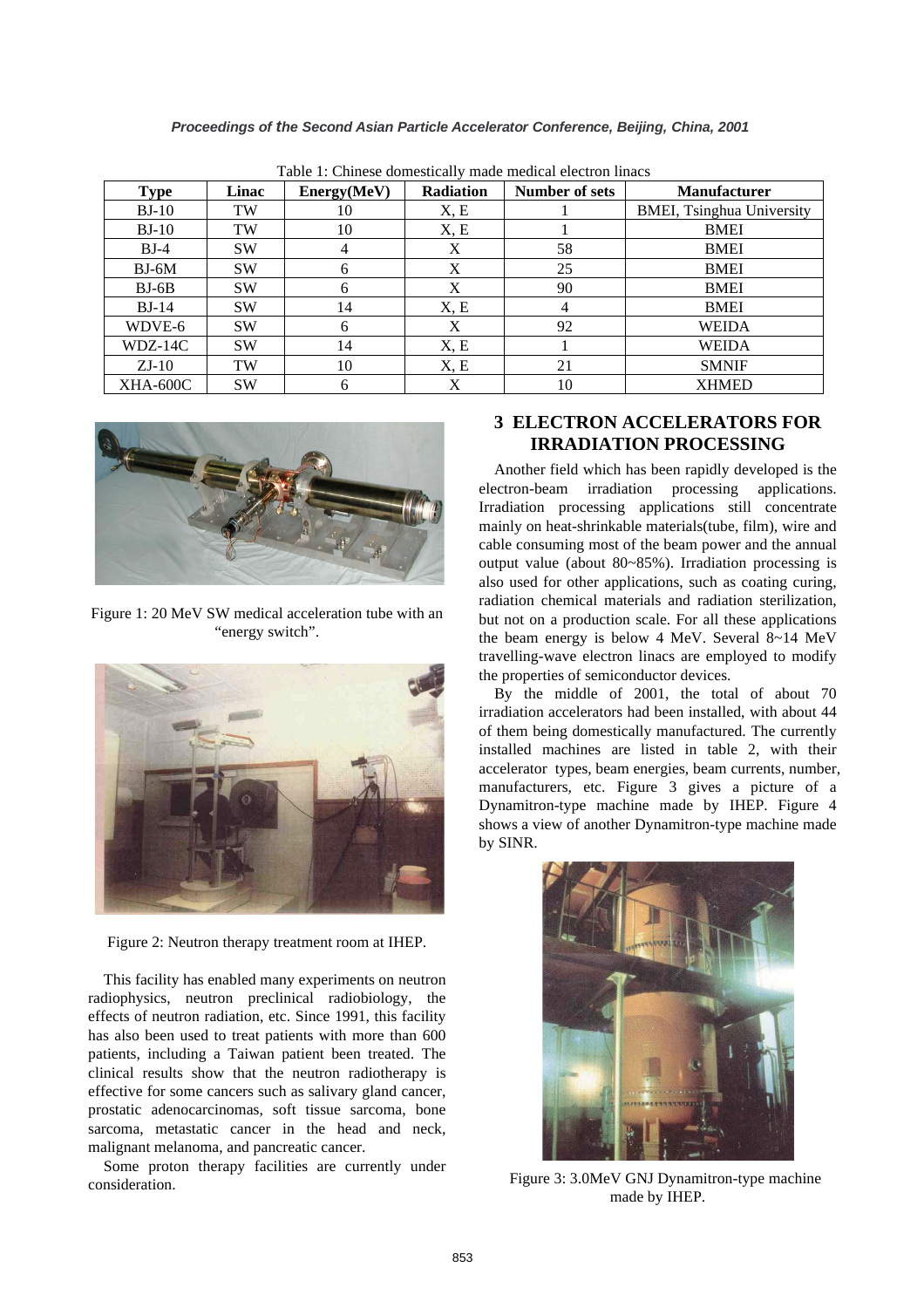Table 1: Chinese domestically made medical electron linacs

| Type | Linac | Energy(MeV) | Radiation | Number of sets | Manufacturer |
|---|---|---|---|---|---|
| BJ-10 | TW | 10 | X, E | 1 | BMEI, Tsinghua University |
| BJ-10 | TW | 10 | X, E | 1 | BMEI |
| BJ-4 | SW | 4 | X | 58 | BMEI |
| BJ-6M | SW | 6 | X | 25 | BMEI |
| BJ-6B | SW | 6 | X | 90 | BMEI |
| BJ-14 | SW | 14 | X, E | 4 | BMEI |
| WDVE-6 | SW | 6 | X | 92 | WEIDA |
| WDZ-14C | SW | 14 | X, E | 1 | WEIDA |
| ZJ-10 | TW | 10 | X, E | 21 | SMNIF |
| XHA-600C | SW | 6 | X | 10 | XHMED |

Figure 1: 20 MeV SW medical acceleration tube with an "energy switch".

Figure 2: Neutron therapy treatment room at IHEP.

This facility has enabled many experiments on neutron radiophysics, neutron preclinical radiobiology, the effects of neutron radiation, etc. Since 1991, this facility has also been used to treat patients with more than 600 patients, including a Taiwan patient been treated. The clinical results show that the neutron radiotherapy is effective for some cancers such as salivary gland cancer, prostatic adenocarcinomas, soft tissue sarcoma, bone sarcoma, metastatic cancer in the head and neck, malignant melanoma, and pancreatic cancer.

Some proton therapy facilities are currently under consideration.

## 3 ELECTRON ACCELERATORS FOR IRRADIATION PROCESSING

Another field which has been rapidly developed is the electron-beam irradiation processing applications. Irradiation processing applications still concentrate mainly on heat-shrinkable materials(tube, film), wire and cable consuming most of the beam power and the annual output value (about 80~85%). Irradiation processing is also used for other applications, such as coating curing, radiation chemical materials and radiation sterilization, but not on a production scale. For all these applications the beam energy is below 4 MeV. Several 8~14 MeV travelling-wave electron linacs are employed to modify the properties of semiconductor devices.

By the middle of 2001, the total of about 70 irradiation accelerators had been installed, with about 44 of them being domestically manufactured. The currently installed machines are listed in table 2, with their accelerator types, beam energies, beam currents, number, manufacturers, etc. Figure 3 gives a picture of a Dynamitron-type machine made by IHEP. Figure 4 shows a view of another Dynamitron-type machine made by SINR.

Figure 3: 3.0MeV GNJ Dynamitron-type machine made by IHEP.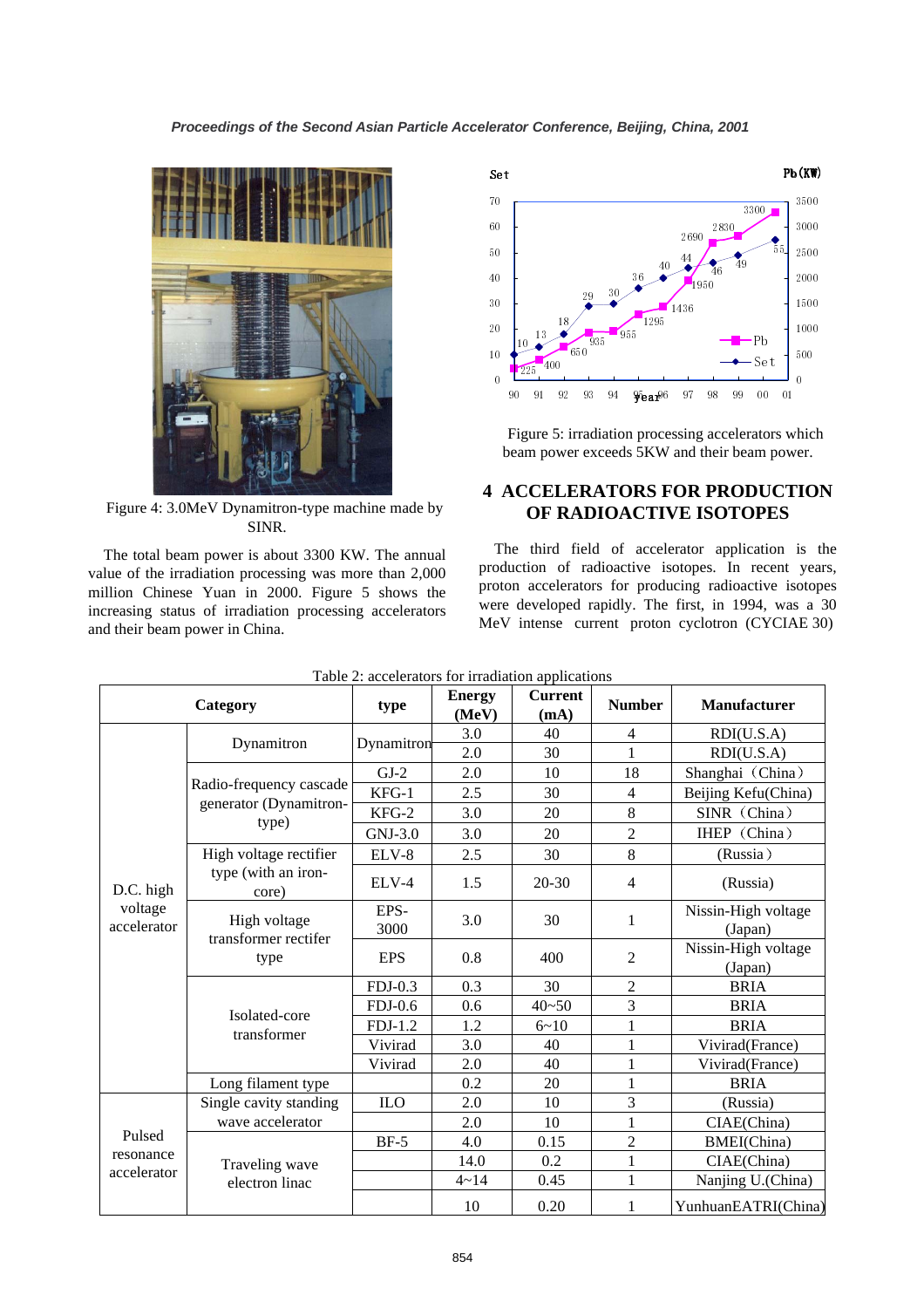Figure 4: 3.0MeV Dynamitron-type machine made by SINR.

The total beam power is about 3300 KW. The annual value of the irradiation processing was more than 2,000 million Chinese Yuan in 2000. Figure 5 shows the increasing status of irradiation processing accelerators and their beam power in China.

Figure 5: irradiation processing accelerators which beam power exceeds 5KW and their beam power.

## 4 ACCELERATORS FOR PRODUCTION OF RADIOACTIVE ISOTOPES

The third field of accelerator application is the production of radioactive isotopes. In recent years, proton accelerators for producing radioactive isotopes were developed rapidly. The first, in 1994, was a 30 MeV intense current proton cyclotron (CYCIAE 30)

Table 2: accelerators for irradiation applications

| Category | | type | Energy (MeV) | Current (mA) | Number | Manufacturer |
|---|---|---|---|---|---|---|
| D.C. high voltage accelerator | Dynamitron | Dynamitron | 3.0 | 40 | 4 | RDI(U.S.A) |
| | | | 2.0 | 30 | 1 | RDI(U.S.A) |
| | Radio-frequency cascade generator (Dynamitron-type) | GJ-2 | 2.0 | 10 | 18 | Shanghai（China） |
| | | KFG-1 | 2.5 | 30 | 4 | Beijing Kefu(China) |
| | | KFG-2 | 3.0 | 20 | 8 | SINR（China） |
| | | GNJ-3.0 | 3.0 | 20 | 2 | IHEP（China） |
| | High voltage rectifier type (with an iron-core) | ELV-8 | 2.5 | 30 | 8 | (Russia） |
| | | ELV-4 | 1.5 | 20-30 | 4 | (Russia) |
| | High voltage transformer rectifer type | EPS-3000 | 3.0 | 30 | 1 | Nissin-High voltage (Japan) |
| | | EPS | 0.8 | 400 | 2 | Nissin-High voltage (Japan) |
| | Isolated-core transformer | FDJ-0.3 | 0.3 | 30 | 2 | BRIA |
| | | FDJ-0.6 | 0.6 | 40~50 | 3 | BRIA |
| | | FDJ-1.2 | 1.2 | 6~10 | 1 | BRIA |
| | | Vivirad | 3.0 | 40 | 1 | Vivirad(France) |
| | | Vivirad | 2.0 | 40 | 1 | Vivirad(France) |
| | Long filament type | | 0.2 | 20 | 1 | BRIA |
| Pulsed resonance accelerator | Single cavity standing wave accelerator | ILO | 2.0 | 10 | 3 | (Russia) |
| | | | 2.0 | 10 | 1 | CIAE(China) |
| | Traveling wave electron linac | BF-5 | 4.0 | 0.15 | 2 | BMEI(China) |
| | | | 14.0 | 0.2 | 1 | CIAE(China) |
| | | | 4~14 | 0.45 | 1 | Nanjing U.(China) |
| | | | 10 | 0.20 | 1 | YunhuanEATRI(China) |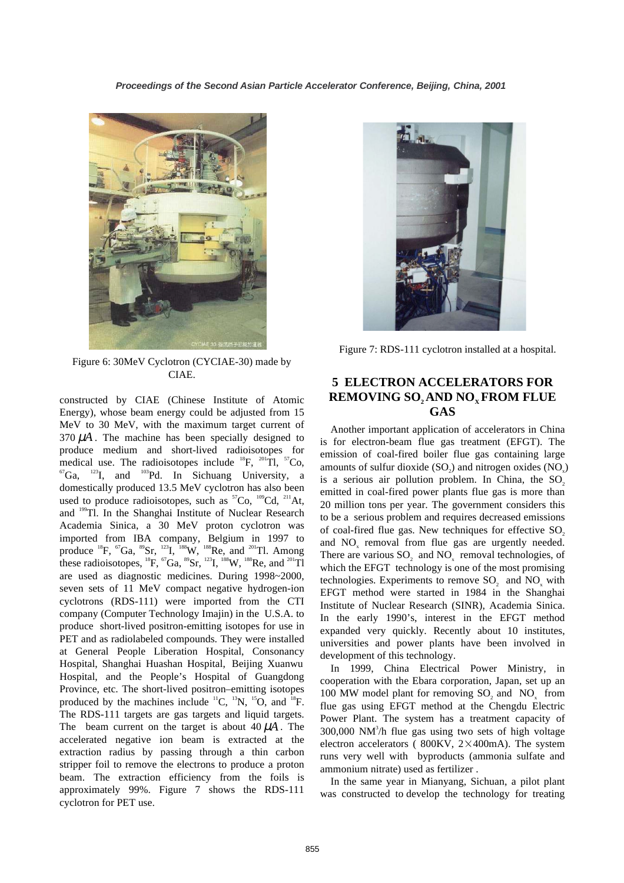Figure 6: 30MeV Cyclotron (CYCIAE-30) made by CIAE.

constructed by CIAE (Chinese Institute of Atomic Energy), whose beam energy could be adjusted from 15 MeV to 30 MeV, with the maximum target current of 370 $\mu A$. The machine has been specially designed to produce medium and short-lived radioisotopes for medical use. The radioisotopes include $^{18}F$, $^{201}Tl$, $^{57}Co$, $^{67}Ga$, $^{123}I$, and $^{103}Pd$. In Sichuang University, a domestically produced 13.5 MeV cyclotron has also been used to produce radioisotopes, such as $^{57}Co$, $^{109}Cd$, $^{211}At$, and $^{199}Tl$. In the Shanghai Institute of Nuclear Research Academia Sinica, a 30 MeV proton cyclotron was imported from IBA company, Belgium in 1997 to produce $^{18}F$, $^{67}Ga$, $^{89}Sr$, $^{123}I$, $^{188}W$, $^{188}Re$, and $^{201}Tl$. Among these radioisotopes, $^{18}F$, $^{67}Ga$, $^{89}Sr$, $^{123}I$, $^{188}W$, $^{188}Re$, and $^{201}Tl$ are used as diagnostic medicines. During 1998~2000, seven sets of 11 MeV compact negative hydrogen-ion cyclotrons (RDS-111) were imported from the CTI company (Computer Technology Imajin) in the U.S.A. to produce short-lived positron-emitting isotopes for use in PET and as radiolabeled compounds. They were installed at General People Liberation Hospital, Consonancy Hospital, Shanghai Huashan Hospital, Beijing Xuanwu Hospital, and the People's Hospital of Guangdong Province, etc. The short-lived positron–emitting isotopes produced by the machines include $^{11}C$, $^{13}N$, $^{15}O$, and $^{18}F$. The RDS-111 targets are gas targets and liquid targets. The beam current on the target is about 40 $\mu A$. The accelerated negative ion beam is extracted at the extraction radius by passing through a thin carbon stripper foil to remove the electrons to produce a proton beam. The extraction efficiency from the foils is approximately 99%. Figure 7 shows the RDS-111 cyclotron for PET use.

Figure 7: RDS-111 cyclotron installed at a hospital.

## 5 ELECTRON ACCELERATORS FOR REMOVING $SO_2$ AND $NO_x$ FROM FLUE GAS

Another important application of accelerators in China is for electron-beam flue gas treatment (EFGT). The emission of coal-fired boiler flue gas containing large amounts of sulfur dioxide ($SO_2$) and nitrogen oxides ($NO_x$) is a serious air pollution problem. In China, the $SO_2$ emitted in coal-fired power plants flue gas is more than 20 million tons per year. The government considers this to be a serious problem and requires decreased emissions of coal-fired flue gas. New techniques for effective $SO_2$ and $NO_x$ removal from flue gas are urgently needed. There are various $SO_2$ and $NO_x$ removal technologies, of which the EFGT technology is one of the most promising technologies. Experiments to remove $SO_2$ and $NO_x$ with EFGT method were started in 1984 in the Shanghai Institute of Nuclear Research (SINR), Academia Sinica. In the early 1990's, interest in the EFGT method expanded very quickly. Recently about 10 institutes, universities and power plants have been involved in development of this technology.

In 1999, China Electrical Power Ministry, in cooperation with the Ebara corporation, Japan, set up an 100 MW model plant for removing $SO_2$ and $NO_x$ from flue gas using EFGT method at the Chengdu Electric Power Plant. The system has a treatment capacity of 300,000 $NM^3$/h flue gas using two sets of high voltage electron accelerators ( 800KV, 2×400mA). The system runs very well with byproducts (ammonia sulfate and ammonium nitrate) used as fertilizer .

In the same year in Mianyang, Sichuan, a pilot plant was constructed to develop the technology for treating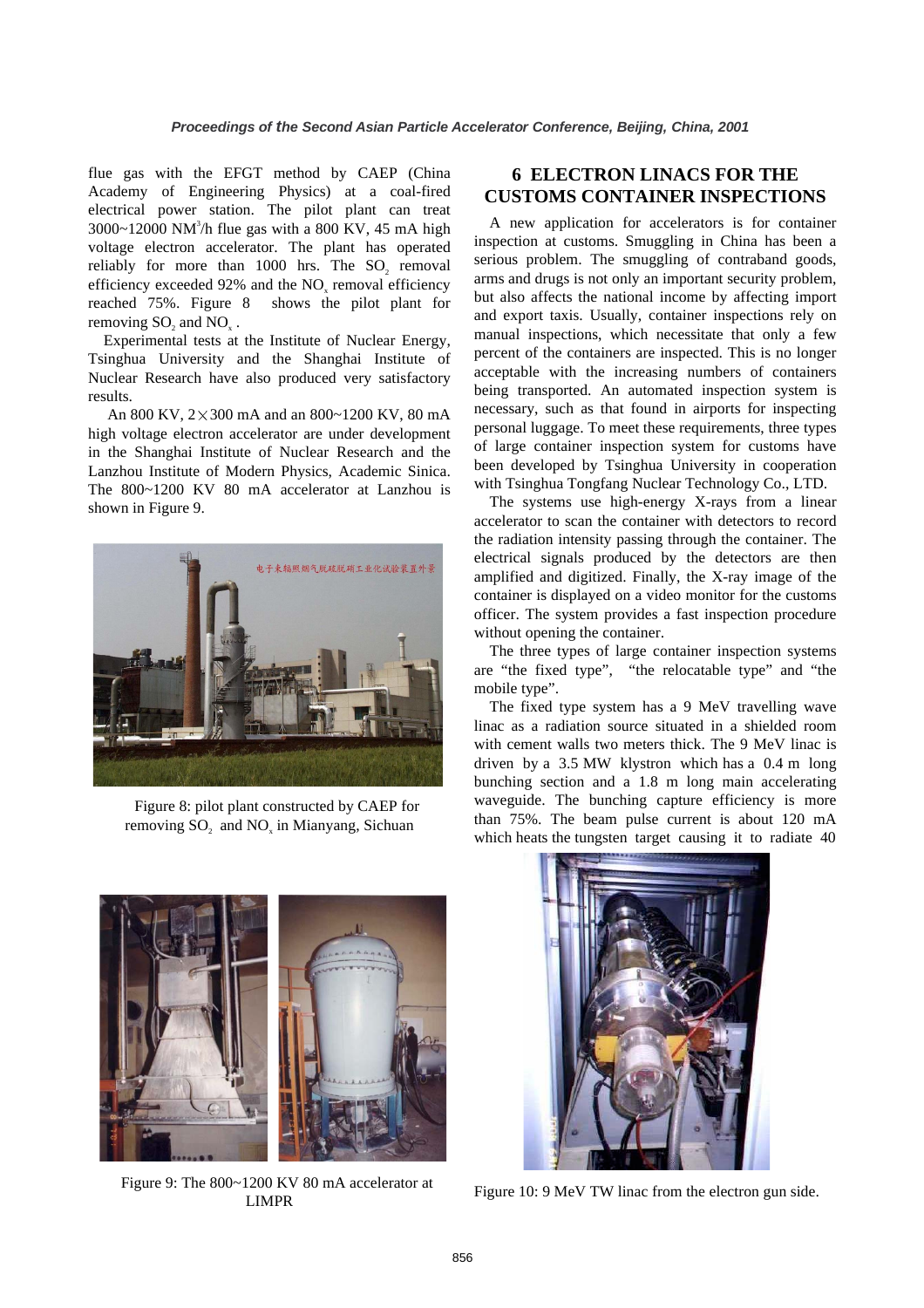flue gas with the EFGT method by CAEP (China Academy of Engineering Physics) at a coal-fired electrical power station. The pilot plant can treat 3000~12000 $NM^3$/h flue gas with a 800 KV, 45 mA high voltage electron accelerator. The plant has operated reliably for more than 1000 hrs. The $SO_2$ removal efficiency exceeded 92% and the $NO_x$ removal efficiency reached 75%. Figure 8 shows the pilot plant for removing $SO_2$ and $NO_x$ .

Experimental tests at the Institute of Nuclear Energy, Tsinghua University and the Shanghai Institute of Nuclear Research have also produced very satisfactory results.

An 800 KV, 2×300 mA and an 800~1200 KV, 80 mA high voltage electron accelerator are under development in the Shanghai Institute of Nuclear Research and the Lanzhou Institute of Modern Physics, Academic Sinica. The 800~1200 KV 80 mA accelerator at Lanzhou is shown in Figure 9.

Figure 8: pilot plant constructed by CAEP for removing $SO_2$ and $NO_x$ in Mianyang, Sichuan

Figure 9: The 800~1200 KV 80 mA accelerator at LIMPR

## 6 ELECTRON LINACS FOR THE CUSTOMS CONTAINER INSPECTIONS

A new application for accelerators is for container inspection at customs. Smuggling in China has been a serious problem. The smuggling of contraband goods, arms and drugs is not only an important security problem, but also affects the national income by affecting import and export taxis. Usually, container inspections rely on manual inspections, which necessitate that only a few percent of the containers are inspected. This is no longer acceptable with the increasing numbers of containers being transported. An automated inspection system is necessary, such as that found in airports for inspecting personal luggage. To meet these requirements, three types of large container inspection system for customs have been developed by Tsinghua University in cooperation with Tsinghua Tongfang Nuclear Technology Co., LTD.

The systems use high-energy X-rays from a linear accelerator to scan the container with detectors to record the radiation intensity passing through the container. The electrical signals produced by the detectors are then amplified and digitized. Finally, the X-ray image of the container is displayed on a video monitor for the customs officer. The system provides a fast inspection procedure without opening the container.

The three types of large container inspection systems are "the fixed type", "the relocatable type" and "the mobile type".

The fixed type system has a 9 MeV travelling wave linac as a radiation source situated in a shielded room with cement walls two meters thick. The 9 MeV linac is driven by a 3.5 MW klystron which has a 0.4 m long bunching section and a 1.8 m long main accelerating waveguide. The bunching capture efficiency is more than 75%. The beam pulse current is about 120 mA which heats the tungsten target causing it to radiate 40

Figure 10: 9 MeV TW linac from the electron gun side.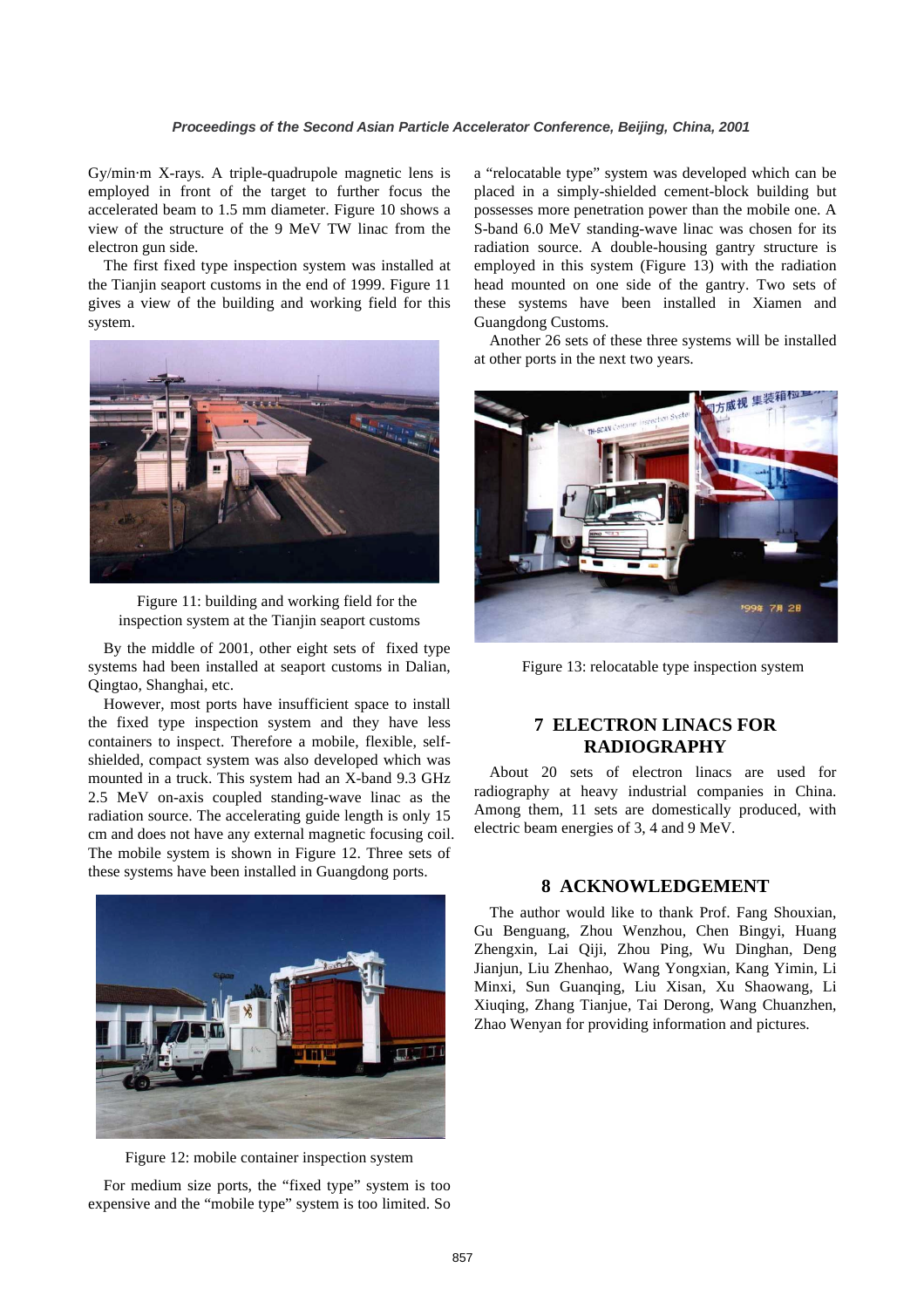Gy/min·m X-rays. A triple-quadrupole magnetic lens is employed in front of the target to further focus the accelerated beam to 1.5 mm diameter. Figure 10 shows a view of the structure of the 9 MeV TW linac from the electron gun side.

The first fixed type inspection system was installed at the Tianjin seaport customs in the end of 1999. Figure 11 gives a view of the building and working field for this system.

Figure 11: building and working field for the inspection system at the Tianjin seaport customs

By the middle of 2001, other eight sets of fixed type systems had been installed at seaport customs in Dalian, Qingtao, Shanghai, etc.

However, most ports have insufficient space to install the fixed type inspection system and they have less containers to inspect. Therefore a mobile, flexible, self-shielded, compact system was also developed which was mounted in a truck. This system had an X-band 9.3 GHz 2.5 MeV on-axis coupled standing-wave linac as the radiation source. The accelerating guide length is only 15 cm and does not have any external magnetic focusing coil. The mobile system is shown in Figure 12. Three sets of these systems have been installed in Guangdong ports.

Figure 12: mobile container inspection system

For medium size ports, the "fixed type" system is too expensive and the "mobile type" system is too limited. So a "relocatable type" system was developed which can be placed in a simply-shielded cement-block building but possesses more penetration power than the mobile one. A S-band 6.0 MeV standing-wave linac was chosen for its radiation source. A double-housing gantry structure is employed in this system (Figure 13) with the radiation head mounted on one side of the gantry. Two sets of these systems have been installed in Xiamen and Guangdong Customs.

Another 26 sets of these three systems will be installed at other ports in the next two years.

Figure 13: relocatable type inspection system

## 7 ELECTRON LINACS FOR RADIOGRAPHY

About 20 sets of electron linacs are used for radiography at heavy industrial companies in China. Among them, 11 sets are domestically produced, with electric beam energies of 3, 4 and 9 MeV.

## 8 ACKNOWLEDGEMENT

The author would like to thank Prof. Fang Shouxian, Gu Benguang, Zhou Wenzhou, Chen Bingyi, Huang Zhengxin, Lai Qiji, Zhou Ping, Wu Dinghan, Deng Jianjun, Liu Zhenhao, Wang Yongxian, Kang Yimin, Li Minxi, Sun Guanqing, Liu Xisan, Xu Shaowang, Li Xiuqing, Zhang Tianjue, Tai Derong, Wang Chuanzhen, Zhao Wenyan for providing information and pictures.